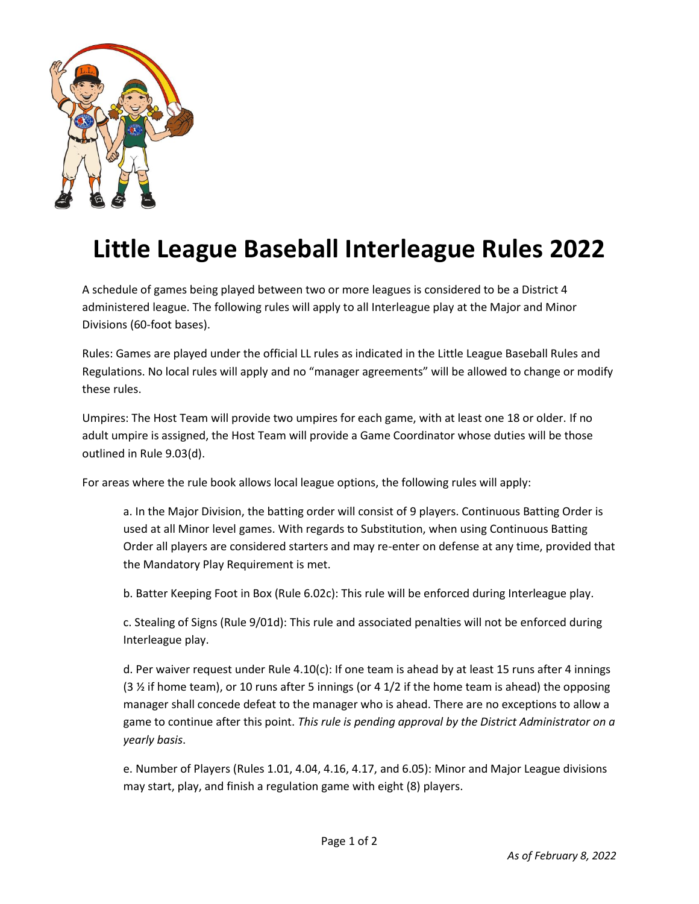# Little League Baseball Interleague Rules 2022

A schedule of games being played between two or more leagues is considered to be a District 4 administered league. The following rules will apply to all Interleague play at the Major and Minor Divisions (60-foot bases).

Rules: Games are played under the official LL rules as indicated in the Little League Baseball Rules and Regulations. No local rules will apply and no "manager agreements" will be allowed to change or modify these rules.

Umpires: The Host Team will provide two umpires for each game, with at least one 18 or older. If no adult umpire is assigned, the Host Team will provide a Game Coordinator whose duties will be those outlined in Rule 9.03(d).

For areas where the rule book allows local league options, the following rules will apply:

> a. In the Major Division, the batting order will consist of 9 players. Continuous Batting Order is used at all Minor level games. With regards to Substitution, when using Continuous Batting Order all players are considered starters and may re-enter on defense at any time, provided that the Mandatory Play Requirement is met.
>
> b. Batter Keeping Foot in Box (Rule 6.02c): This rule will be enforced during Interleague play.
>
> c. Stealing of Signs (Rule 9/01d): This rule and associated penalties will not be enforced during Interleague play.
>
> d. Per waiver request under Rule 4.10(c): If one team is ahead by at least 15 runs after 4 innings (3 ½ if home team), or 10 runs after 5 innings (or 4 1/2 if the home team is ahead) the opposing manager shall concede defeat to the manager who is ahead. There are no exceptions to allow a game to continue after this point. *This rule is pending approval by the District Administrator on a yearly basis*.
>
> e. Number of Players (Rules 1.01, 4.04, 4.16, 4.17, and 6.05): Minor and Major League divisions may start, play, and finish a regulation game with eight (8) players.

*As of February 8, 2022*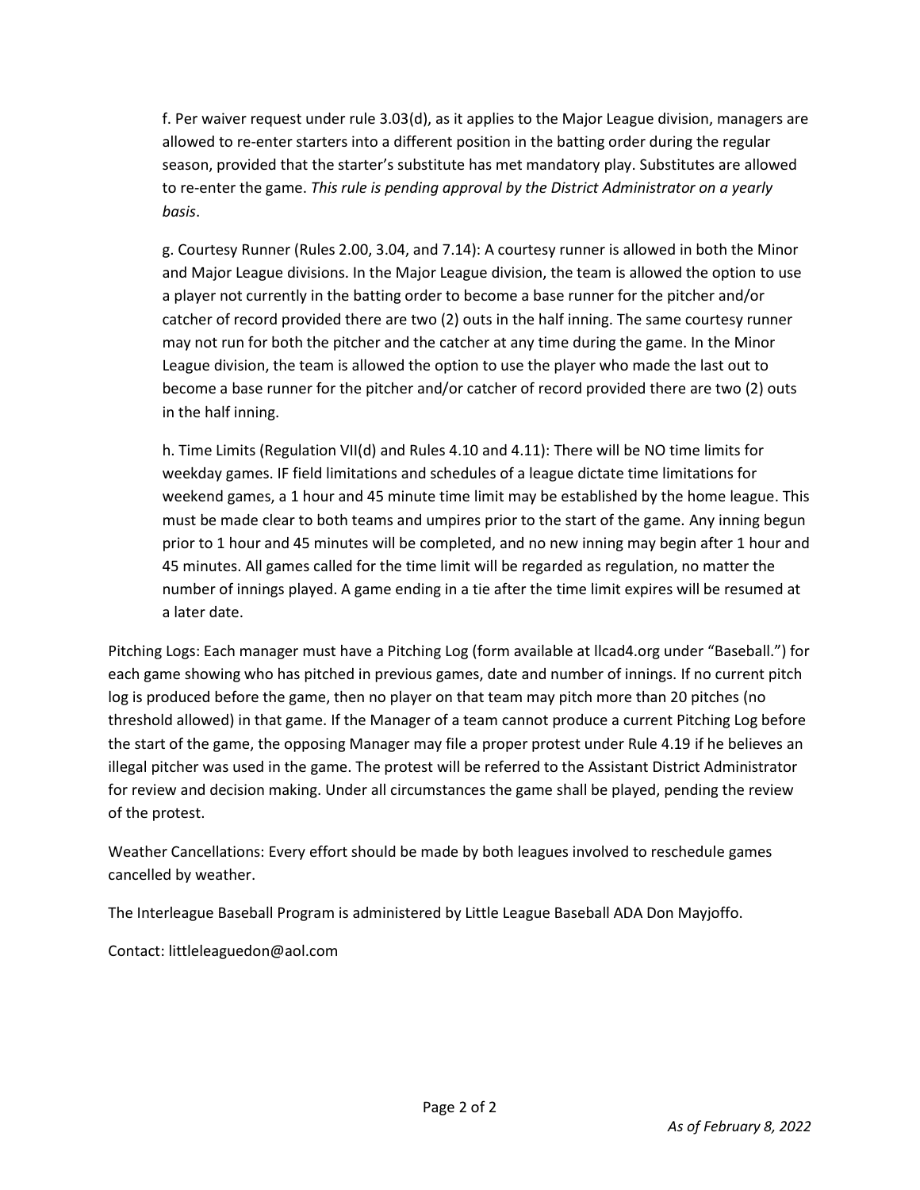f. Per waiver request under rule 3.03(d), as it applies to the Major League division, managers are allowed to re-enter starters into a different position in the batting order during the regular season, provided that the starter's substitute has met mandatory play. Substitutes are allowed to re-enter the game. *This rule is pending approval by the District Administrator on a yearly basis*.

g. Courtesy Runner (Rules 2.00, 3.04, and 7.14): A courtesy runner is allowed in both the Minor and Major League divisions. In the Major League division, the team is allowed the option to use a player not currently in the batting order to become a base runner for the pitcher and/or catcher of record provided there are two (2) outs in the half inning. The same courtesy runner may not run for both the pitcher and the catcher at any time during the game. In the Minor League division, the team is allowed the option to use the player who made the last out to become a base runner for the pitcher and/or catcher of record provided there are two (2) outs in the half inning.

h. Time Limits (Regulation VII(d) and Rules 4.10 and 4.11): There will be NO time limits for weekday games. IF field limitations and schedules of a league dictate time limitations for weekend games, a 1 hour and 45 minute time limit may be established by the home league. This must be made clear to both teams and umpires prior to the start of the game. Any inning begun prior to 1 hour and 45 minutes will be completed, and no new inning may begin after 1 hour and 45 minutes. All games called for the time limit will be regarded as regulation, no matter the number of innings played. A game ending in a tie after the time limit expires will be resumed at a later date.

Pitching Logs: Each manager must have a Pitching Log (form available at llcad4.org under "Baseball.") for each game showing who has pitched in previous games, date and number of innings. If no current pitch log is produced before the game, then no player on that team may pitch more than 20 pitches (no threshold allowed) in that game. If the Manager of a team cannot produce a current Pitching Log before the start of the game, the opposing Manager may file a proper protest under Rule 4.19 if he believes an illegal pitcher was used in the game. The protest will be referred to the Assistant District Administrator for review and decision making. Under all circumstances the game shall be played, pending the review of the protest.

Weather Cancellations: Every effort should be made by both leagues involved to reschedule games cancelled by weather.

The Interleague Baseball Program is administered by Little League Baseball ADA Don Mayjoffo.

Contact: littleleaguedon@aol.com

*As of February 8, 2022*